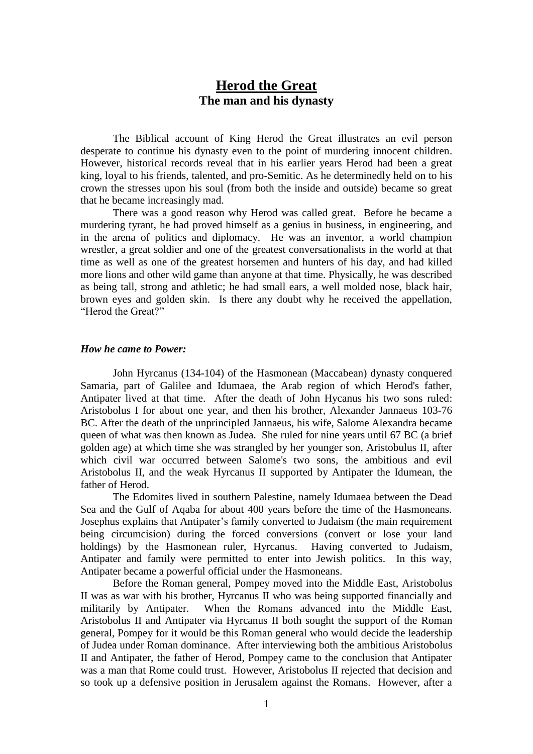# **Herod the Great**

## The man and his dynasty

The Biblical account of King Herod the Great illustrates an evil person desperate to continue his dynasty even to the point of murdering innocent children. However, historical records reveal that in his earlier years Herod had been a great king, loyal to his friends, talented, and pro-Semitic. As he determinedly held on to his crown the stresses upon his soul (from both the inside and outside) became so great that he became increasingly mad.

There was a good reason why Herod was called great. Before he became a murdering tyrant, he had proved himself as a genius in business, in engineering, and in the arena of politics and diplomacy. He was an inventor, a world champion wrestler, a great soldier and one of the greatest conversationalists in the world at that time as well as one of the greatest horsemen and hunters of his day, and had killed more lions and other wild game than anyone at that time. Physically, he was described as being tall, strong and athletic; he had small ears, a well molded nose, black hair, brown eyes and golden skin. Is there any doubt why he received the appellation, "Herod the Great?"

### ***How he came to Power:***

John Hyrcanus (134-104) of the Hasmonean (Maccabean) dynasty conquered Samaria, part of Galilee and Idumaea, the Arab region of which Herod's father, Antipater lived at that time. After the death of John Hycanus his two sons ruled: Aristobulus I for about one year, and then his brother, Alexander Jannaeus 103-76 BC. After the death of the unprincipled Jannaeus, his wife, Salome Alexandra became queen of what was then known as Judea. She ruled for nine years until 67 BC (a brief golden age) at which time she was strangled by her younger son, Aristobulus II, after which civil war occurred between Salome's two sons, the ambitious and evil Aristobulus II, and the weak Hyrcanus II supported by Antipater the Idumean, the father of Herod.

The Edomites lived in southern Palestine, namely Idumaea between the Dead Sea and the Gulf of Aqaba for about 400 years before the time of the Hasmoneans. Josephus explains that Antipater's family converted to Judaism (the main requirement being circumcision) during the forced conversions (convert or lose your land holdings) by the Hasmonean ruler, Hyrcanus. Having converted to Judaism, Antipater and family were permitted to enter into Jewish politics. In this way, Antipater became a powerful official under the Hasmoneans.

Before the Roman general, Pompey moved into the Middle East, Aristobulus II was as war with his brother, Hyrcanus II who was being supported financially and militarily by Antipater. When the Romans advanced into the Middle East, Aristobulus II and Antipater via Hyrcanus II both sought the support of the Roman general, Pompey for it would be this Roman general who would decide the leadership of Judea under Roman dominance. After interviewing both the ambitious Aristobulus II and Antipater, the father of Herod, Pompey came to the conclusion that Antipater was a man that Rome could trust. However, Aristobulus II rejected that decision and so took up a defensive position in Jerusalem against the Romans. However, after a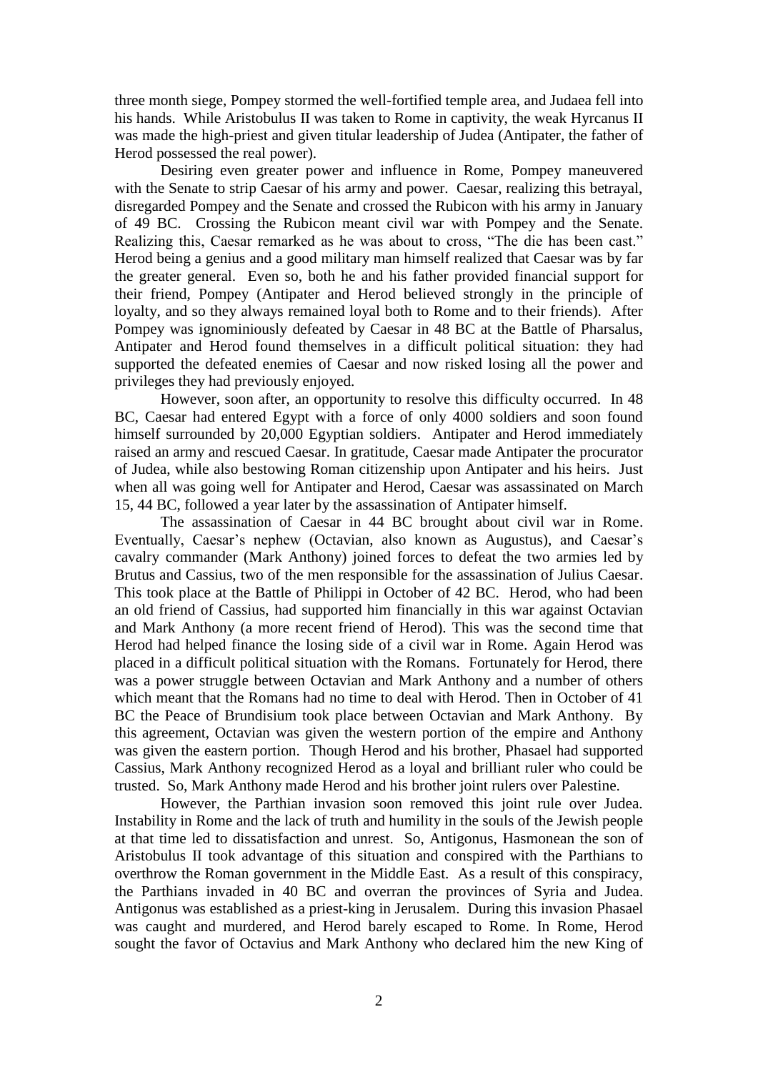three month siege, Pompey stormed the well-fortified temple area, and Judaea fell into his hands. While Aristobulus II was taken to Rome in captivity, the weak Hyrcanus II was made the high-priest and given titular leadership of Judea (Antipater, the father of Herod possessed the real power).

Desiring even greater power and influence in Rome, Pompey maneuvered with the Senate to strip Caesar of his army and power. Caesar, realizing this betrayal, disregarded Pompey and the Senate and crossed the Rubicon with his army in January of 49 BC. Crossing the Rubicon meant civil war with Pompey and the Senate. Realizing this, Caesar remarked as he was about to cross, "The die has been cast." Herod being a genius and a good military man himself realized that Caesar was by far the greater general. Even so, both he and his father provided financial support for their friend, Pompey (Antipater and Herod believed strongly in the principle of loyalty, and so they always remained loyal both to Rome and to their friends). After Pompey was ignominiously defeated by Caesar in 48 BC at the Battle of Pharsalus, Antipater and Herod found themselves in a difficult political situation: they had supported the defeated enemies of Caesar and now risked losing all the power and privileges they had previously enjoyed.

However, soon after, an opportunity to resolve this difficulty occurred. In 48 BC, Caesar had entered Egypt with a force of only 4000 soldiers and soon found himself surrounded by 20,000 Egyptian soldiers. Antipater and Herod immediately raised an army and rescued Caesar. In gratitude, Caesar made Antipater the procurator of Judea, while also bestowing Roman citizenship upon Antipater and his heirs. Just when all was going well for Antipater and Herod, Caesar was assassinated on March 15, 44 BC, followed a year later by the assassination of Antipater himself.

The assassination of Caesar in 44 BC brought about civil war in Rome. Eventually, Caesar's nephew (Octavian, also known as Augustus), and Caesar's cavalry commander (Mark Anthony) joined forces to defeat the two armies led by Brutus and Cassius, two of the men responsible for the assassination of Julius Caesar. This took place at the Battle of Philippi in October of 42 BC. Herod, who had been an old friend of Cassius, had supported him financially in this war against Octavian and Mark Anthony (a more recent friend of Herod). This was the second time that Herod had helped finance the losing side of a civil war in Rome. Again Herod was placed in a difficult political situation with the Romans. Fortunately for Herod, there was a power struggle between Octavian and Mark Anthony and a number of others which meant that the Romans had no time to deal with Herod. Then in October of 41 BC the Peace of Brundisium took place between Octavian and Mark Anthony. By this agreement, Octavian was given the western portion of the empire and Anthony was given the eastern portion. Though Herod and his brother, Phasael had supported Cassius, Mark Anthony recognized Herod as a loyal and brilliant ruler who could be trusted. So, Mark Anthony made Herod and his brother joint rulers over Palestine.

However, the Parthian invasion soon removed this joint rule over Judea. Instability in Rome and the lack of truth and humility in the souls of the Jewish people at that time led to dissatisfaction and unrest. So, Antigonus, Hasmonean the son of Aristobulus II took advantage of this situation and conspired with the Parthians to overthrow the Roman government in the Middle East. As a result of this conspiracy, the Parthians invaded in 40 BC and overran the provinces of Syria and Judea. Antigonus was established as a priest-king in Jerusalem. During this invasion Phasael was caught and murdered, and Herod barely escaped to Rome. In Rome, Herod sought the favor of Octavius and Mark Anthony who declared him the new King of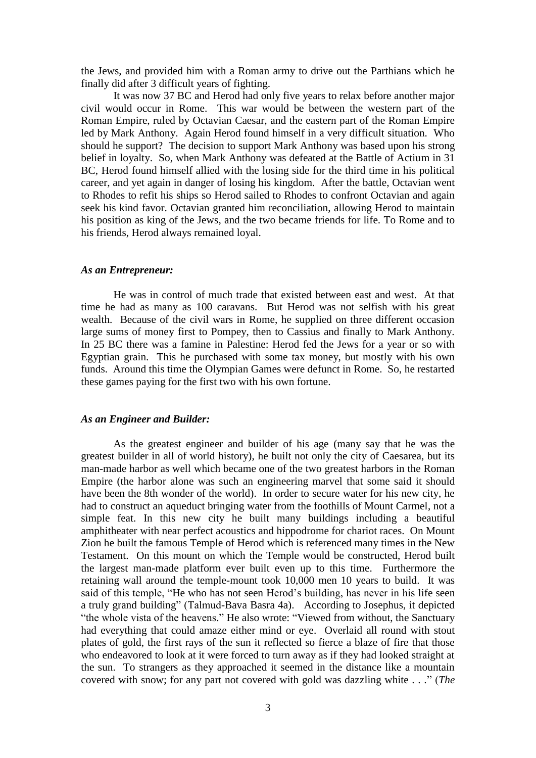the Jews, and provided him with a Roman army to drive out the Parthians which he finally did after 3 difficult years of fighting.

It was now 37 BC and Herod had only five years to relax before another major civil would occur in Rome. This war would be between the western part of the Roman Empire, ruled by Octavian Caesar, and the eastern part of the Roman Empire led by Mark Anthony. Again Herod found himself in a very difficult situation. Who should he support? The decision to support Mark Anthony was based upon his strong belief in loyalty. So, when Mark Anthony was defeated at the Battle of Actium in 31 BC, Herod found himself allied with the losing side for the third time in his political career, and yet again in danger of losing his kingdom. After the battle, Octavian went to Rhodes to refit his ships so Herod sailed to Rhodes to confront Octavian and again seek his kind favor. Octavian granted him reconciliation, allowing Herod to maintain his position as king of the Jews, and the two became friends for life. To Rome and to his friends, Herod always remained loyal.

### *As an Entrepreneur:*

He was in control of much trade that existed between east and west. At that time he had as many as 100 caravans. But Herod was not selfish with his great wealth. Because of the civil wars in Rome, he supplied on three different occasion large sums of money first to Pompey, then to Cassius and finally to Mark Anthony. In 25 BC there was a famine in Palestine: Herod fed the Jews for a year or so with Egyptian grain. This he purchased with some tax money, but mostly with his own funds. Around this time the Olympian Games were defunct in Rome. So, he restarted these games paying for the first two with his own fortune.

### *As an Engineer and Builder:*

As the greatest engineer and builder of his age (many say that he was the greatest builder in all of world history), he built not only the city of Caesarea, but its man-made harbor as well which became one of the two greatest harbors in the Roman Empire (the harbor alone was such an engineering marvel that some said it should have been the 8th wonder of the world). In order to secure water for his new city, he had to construct an aqueduct bringing water from the foothills of Mount Carmel, not a simple feat. In this new city he built many buildings including a beautiful amphitheater with near perfect acoustics and hippodrome for chariot races. On Mount Zion he built the famous Temple of Herod which is referenced many times in the New Testament. On this mount on which the Temple would be constructed, Herod built the largest man-made platform ever built even up to this time. Furthermore the retaining wall around the temple-mount took 10,000 men 10 years to build. It was said of this temple, "He who has not seen Herod's building, has never in his life seen a truly grand building" (Talmud-Bava Basra 4a). According to Josephus, it depicted "the whole vista of the heavens." He also wrote: "Viewed from without, the Sanctuary had everything that could amaze either mind or eye. Overlaid all round with stout plates of gold, the first rays of the sun it reflected so fierce a blaze of fire that those who endeavored to look at it were forced to turn away as if they had looked straight at the sun. To strangers as they approached it seemed in the distance like a mountain covered with snow; for any part not covered with gold was dazzling white . . ." (*The*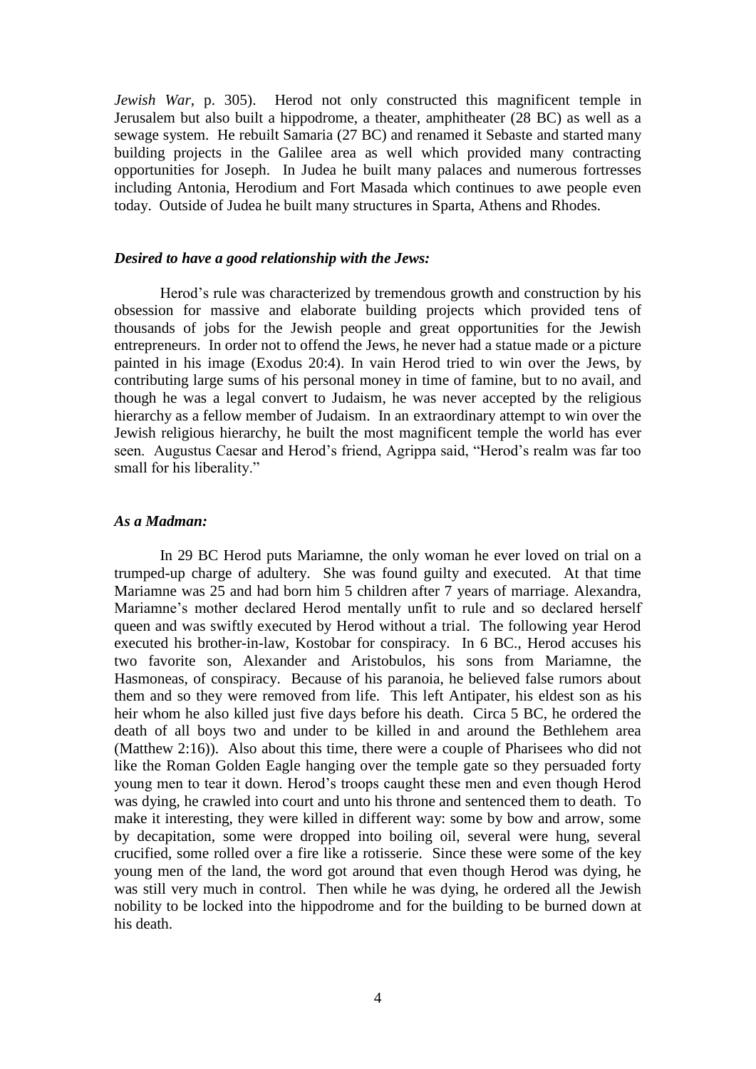*Jewish War*, p. 305). Herod not only constructed this magnificent temple in Jerusalem but also built a hippodrome, a theater, amphitheater (28 BC) as well as a sewage system. He rebuilt Samaria (27 BC) and renamed it Sebaste and started many building projects in the Galilee area as well which provided many contracting opportunities for Joseph. In Judea he built many palaces and numerous fortresses including Antonia, Herodium and Fort Masada which continues to awe people even today. Outside of Judea he built many structures in Sparta, Athens and Rhodes.

***Desired to have a good relationship with the Jews:***

Herod's rule was characterized by tremendous growth and construction by his obsession for massive and elaborate building projects which provided tens of thousands of jobs for the Jewish people and great opportunities for the Jewish entrepreneurs. In order not to offend the Jews, he never had a statue made or a picture painted in his image (Exodus 20:4). In vain Herod tried to win over the Jews, by contributing large sums of his personal money in time of famine, but to no avail, and though he was a legal convert to Judaism, he was never accepted by the religious hierarchy as a fellow member of Judaism. In an extraordinary attempt to win over the Jewish religious hierarchy, he built the most magnificent temple the world has ever seen. Augustus Caesar and Herod's friend, Agrippa said, "Herod's realm was far too small for his liberality."

***As a Madman:***

In 29 BC Herod puts Mariamne, the only woman he ever loved on trial on a trumped-up charge of adultery. She was found guilty and executed. At that time Mariamne was 25 and had born him 5 children after 7 years of marriage. Alexandra, Mariamne's mother declared Herod mentally unfit to rule and so declared herself queen and was swiftly executed by Herod without a trial. The following year Herod executed his brother-in-law, Kostobar for conspiracy. In 6 BC., Herod accuses his two favorite son, Alexander and Aristobulos, his sons from Mariamne, the Hasmoneas, of conspiracy. Because of his paranoia, he believed false rumors about them and so they were removed from life. This left Antipater, his eldest son as his heir whom he also killed just five days before his death. Circa 5 BC, he ordered the death of all boys two and under to be killed in and around the Bethlehem area (Matthew 2:16)). Also about this time, there were a couple of Pharisees who did not like the Roman Golden Eagle hanging over the temple gate so they persuaded forty young men to tear it down. Herod's troops caught these men and even though Herod was dying, he crawled into court and unto his throne and sentenced them to death. To make it interesting, they were killed in different way: some by bow and arrow, some by decapitation, some were dropped into boiling oil, several were hung, several crucified, some rolled over a fire like a rotisserie. Since these were some of the key young men of the land, the word got around that even though Herod was dying, he was still very much in control. Then while he was dying, he ordered all the Jewish nobility to be locked into the hippodrome and for the building to be burned down at his death.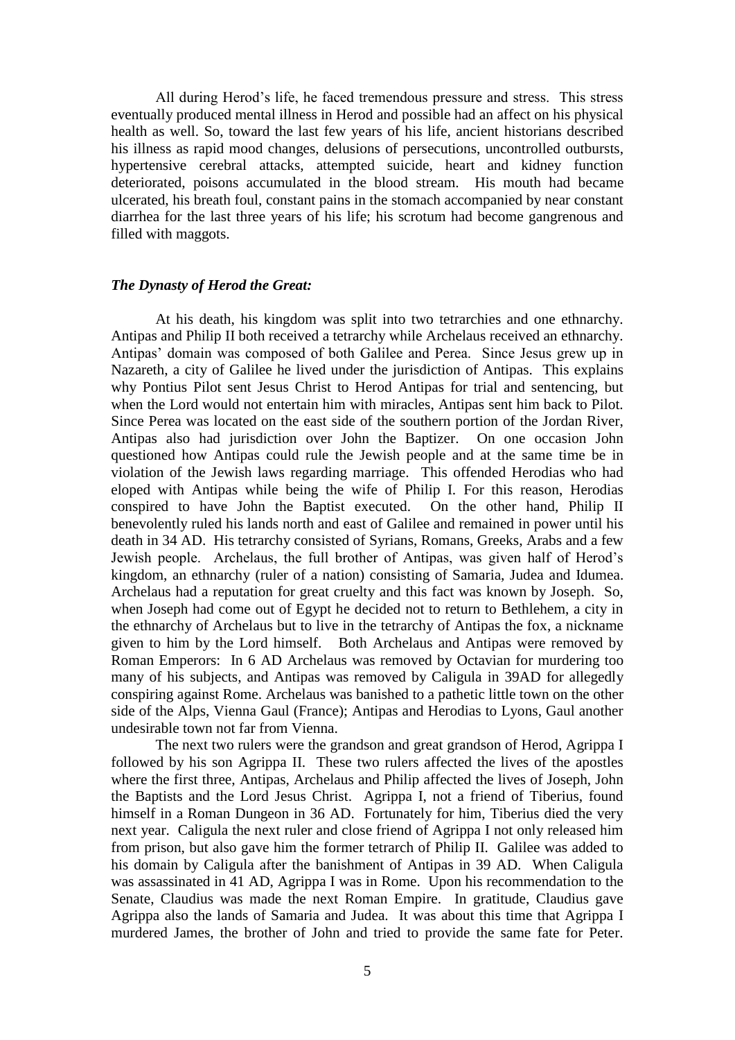All during Herod's life, he faced tremendous pressure and stress. This stress eventually produced mental illness in Herod and possible had an affect on his physical health as well. So, toward the last few years of his life, ancient historians described his illness as rapid mood changes, delusions of persecutions, uncontrolled outbursts, hypertensive cerebral attacks, attempted suicide, heart and kidney function deteriorated, poisons accumulated in the blood stream. His mouth had became ulcerated, his breath foul, constant pains in the stomach accompanied by near constant diarrhea for the last three years of his life; his scrotum had become gangrenous and filled with maggots.

### *The Dynasty of Herod the Great:*

At his death, his kingdom was split into two tetrarchies and one ethnarchy. Antipas and Philip II both received a tetrarchy while Archelaus received an ethnarchy. Antipas' domain was composed of both Galilee and Perea. Since Jesus grew up in Nazareth, a city of Galilee he lived under the jurisdiction of Antipas. This explains why Pontius Pilot sent Jesus Christ to Herod Antipas for trial and sentencing, but when the Lord would not entertain him with miracles, Antipas sent him back to Pilot. Since Perea was located on the east side of the southern portion of the Jordan River, Antipas also had jurisdiction over John the Baptizer. On one occasion John questioned how Antipas could rule the Jewish people and at the same time be in violation of the Jewish laws regarding marriage. This offended Herodias who had eloped with Antipas while being the wife of Philip I. For this reason, Herodias conspired to have John the Baptist executed. On the other hand, Philip II benevolently ruled his lands north and east of Galilee and remained in power until his death in 34 AD. His tetrarchy consisted of Syrians, Romans, Greeks, Arabs and a few Jewish people. Archelaus, the full brother of Antipas, was given half of Herod's kingdom, an ethnarchy (ruler of a nation) consisting of Samaria, Judea and Idumea. Archelaus had a reputation for great cruelty and this fact was known by Joseph. So, when Joseph had come out of Egypt he decided not to return to Bethlehem, a city in the ethnarchy of Archelaus but to live in the tetrarchy of Antipas the fox, a nickname given to him by the Lord himself. Both Archelaus and Antipas were removed by Roman Emperors: In 6 AD Archelaus was removed by Octavian for murdering too many of his subjects, and Antipas was removed by Caligula in 39AD for allegedly conspiring against Rome. Archelaus was banished to a pathetic little town on the other side of the Alps, Vienna Gaul (France); Antipas and Herodias to Lyons, Gaul another undesirable town not far from Vienna.

The next two rulers were the grandson and great grandson of Herod, Agrippa I followed by his son Agrippa II. These two rulers affected the lives of the apostles where the first three, Antipas, Archelaus and Philip affected the lives of Joseph, John the Baptists and the Lord Jesus Christ. Agrippa I, not a friend of Tiberius, found himself in a Roman Dungeon in 36 AD. Fortunately for him, Tiberius died the very next year. Caligula the next ruler and close friend of Agrippa I not only released him from prison, but also gave him the former tetrarch of Philip II. Galilee was added to his domain by Caligula after the banishment of Antipas in 39 AD. When Caligula was assassinated in 41 AD, Agrippa I was in Rome. Upon his recommendation to the Senate, Claudius was made the next Roman Empire. In gratitude, Claudius gave Agrippa also the lands of Samaria and Judea. It was about this time that Agrippa I murdered James, the brother of John and tried to provide the same fate for Peter.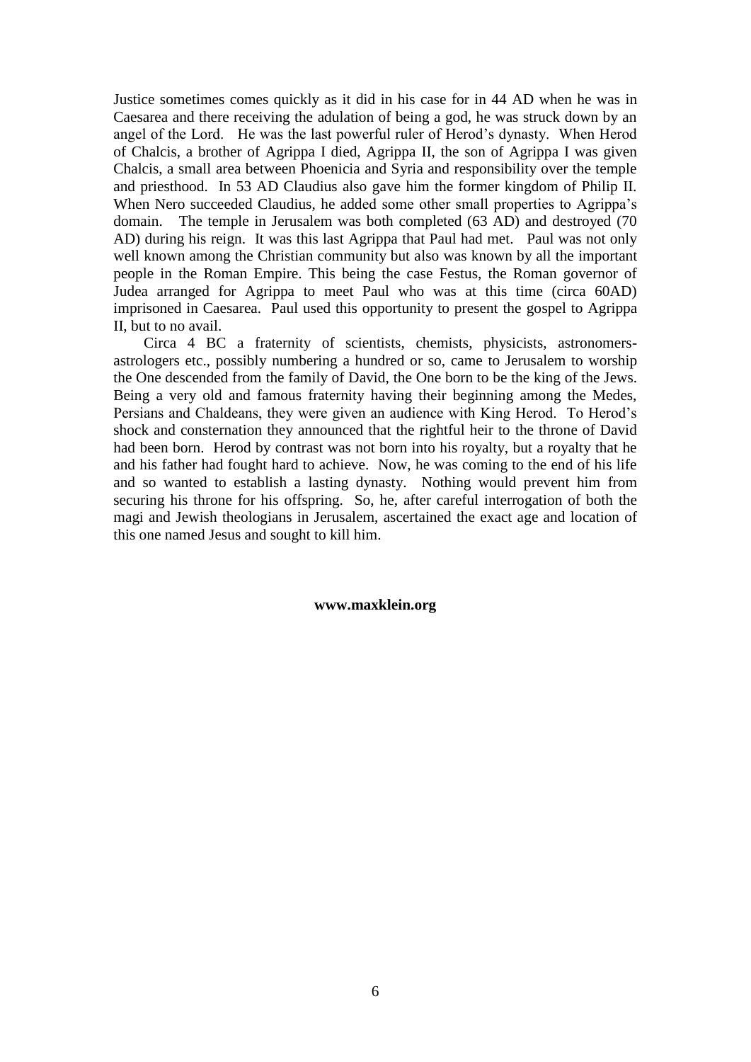Justice sometimes comes quickly as it did in his case for in 44 AD when he was in Caesarea and there receiving the adulation of being a god, he was struck down by an angel of the Lord. He was the last powerful ruler of Herod's dynasty. When Herod of Chalcis, a brother of Agrippa I died, Agrippa II, the son of Agrippa I was given Chalcis, a small area between Phoenicia and Syria and responsibility over the temple and priesthood. In 53 AD Claudius also gave him the former kingdom of Philip II. When Nero succeeded Claudius, he added some other small properties to Agrippa's domain. The temple in Jerusalem was both completed (63 AD) and destroyed (70 AD) during his reign. It was this last Agrippa that Paul had met. Paul was not only well known among the Christian community but also was known by all the important people in the Roman Empire. This being the case Festus, the Roman governor of Judea arranged for Agrippa to meet Paul who was at this time (circa 60AD) imprisoned in Caesarea. Paul used this opportunity to present the gospel to Agrippa II, but to no avail.

Circa 4 BC a fraternity of scientists, chemists, physicists, astronomers-astrologers etc., possibly numbering a hundred or so, came to Jerusalem to worship the One descended from the family of David, the One born to be the king of the Jews. Being a very old and famous fraternity having their beginning among the Medes, Persians and Chaldeans, they were given an audience with King Herod. To Herod's shock and consternation they announced that the rightful heir to the throne of David had been born. Herod by contrast was not born into his royalty, but a royalty that he and his father had fought hard to achieve. Now, he was coming to the end of his life and so wanted to establish a lasting dynasty. Nothing would prevent him from securing his throne for his offspring. So, he, after careful interrogation of both the magi and Jewish theologians in Jerusalem, ascertained the exact age and location of this one named Jesus and sought to kill him.

**www.maxklein.org**